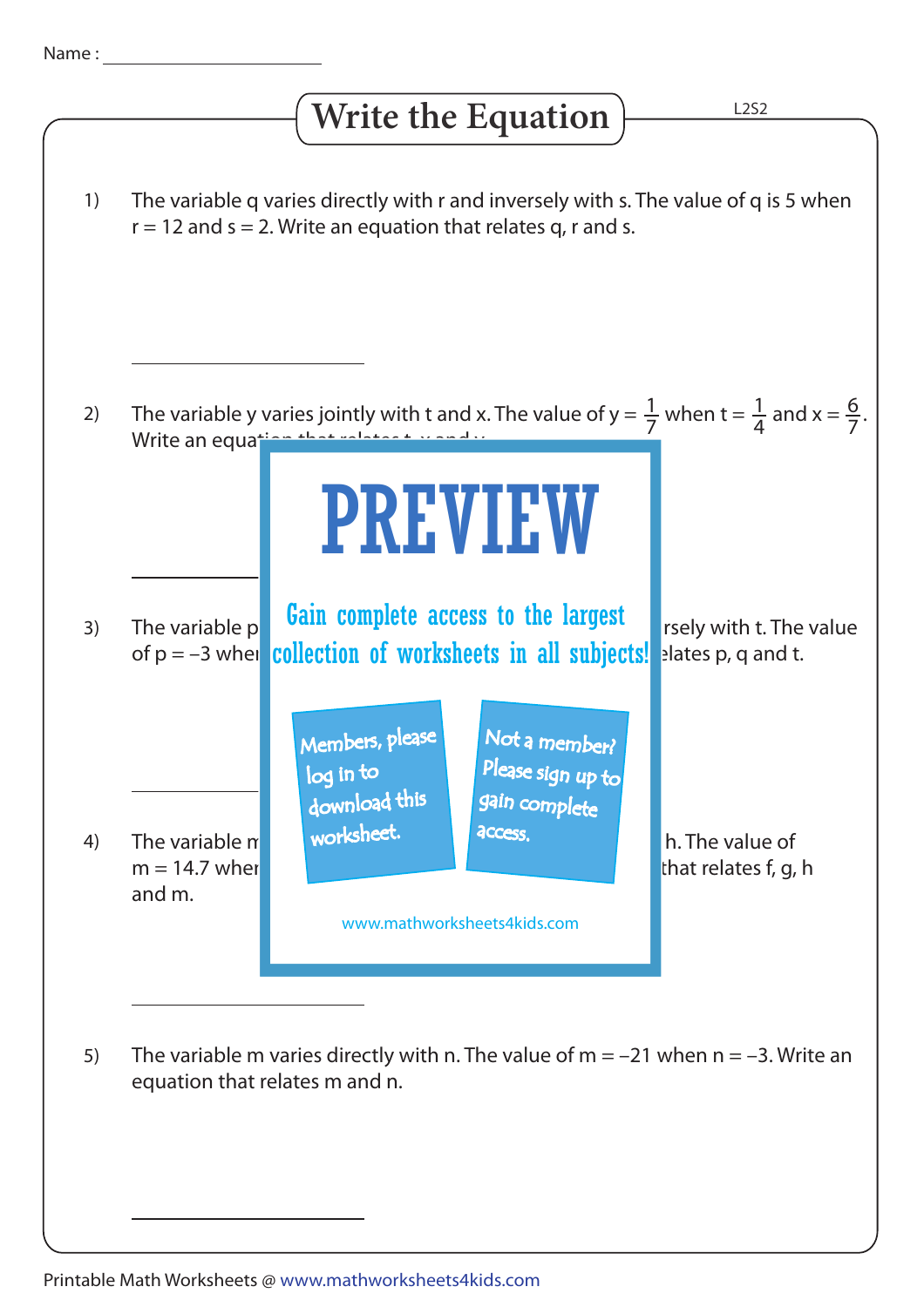Name : ____________________

# Write the Equation

1) The variable q varies directly with r and inversely with s. The value of q is 5 when r = 12 and s = 2. Write an equation that relates q, r and s.

_______________

2) The variable y varies jointly with t and x. The value of $y = \frac{1}{7}$ when $t = \frac{1}{4}$ and $x = \frac{6}{7}$. Write an equa...

_______________

3) The variable p ... rsely with t. The value of p = –3 whe... elates p, q and t.

_______________

4) The variable m ... h. The value of m = 14.7 whe... that relates f, g, h and m.

_______________

5) The variable m varies directly with n. The value of m = –21 when n = –3. Write an equation that relates m and n.

_______________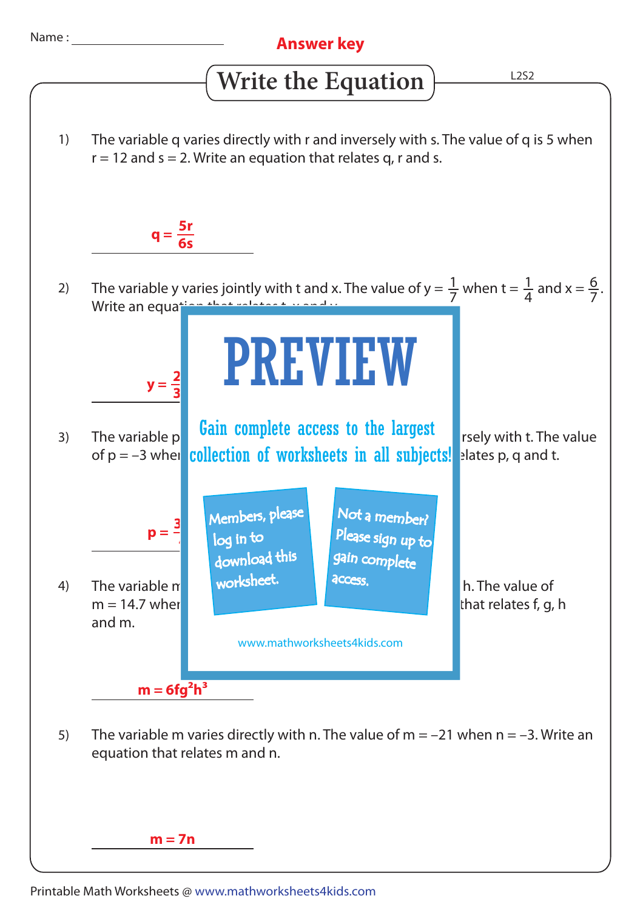Name : ____________________

**Answer key**

# Write the Equation

L2S2

1) The variable q varies directly with r and inversely with s. The value of q is 5 when r = 12 and s = 2. Write an equation that relates q, r and s.

$q = \frac{5r}{6s}$

2) The variable y varies jointly with t and x. The value of $y = \frac{1}{7}$ when $t = \frac{1}{4}$ and $x = \frac{6}{7}$. Write an equa

$y = \frac{2}{3}$

3) The variable p rsely with t. The value of p = –3 whe elates p, q and t.

$p = \frac{3}{}$

**PREVIEW**

Gain complete access to the largest collection of worksheets in all subjects!

Members, please log in to download this worksheet.

Not a member? Please sign up to gain complete access.

www.mathworksheets4kids.com

4) The variable m h. The value of m = 14.7 whe that relates f, g, h and m.

$m = 6fg^2h^3$

5) The variable m varies directly with n. The value of m = –21 when n = –3. Write an equation that relates m and n.

$m = 7n$